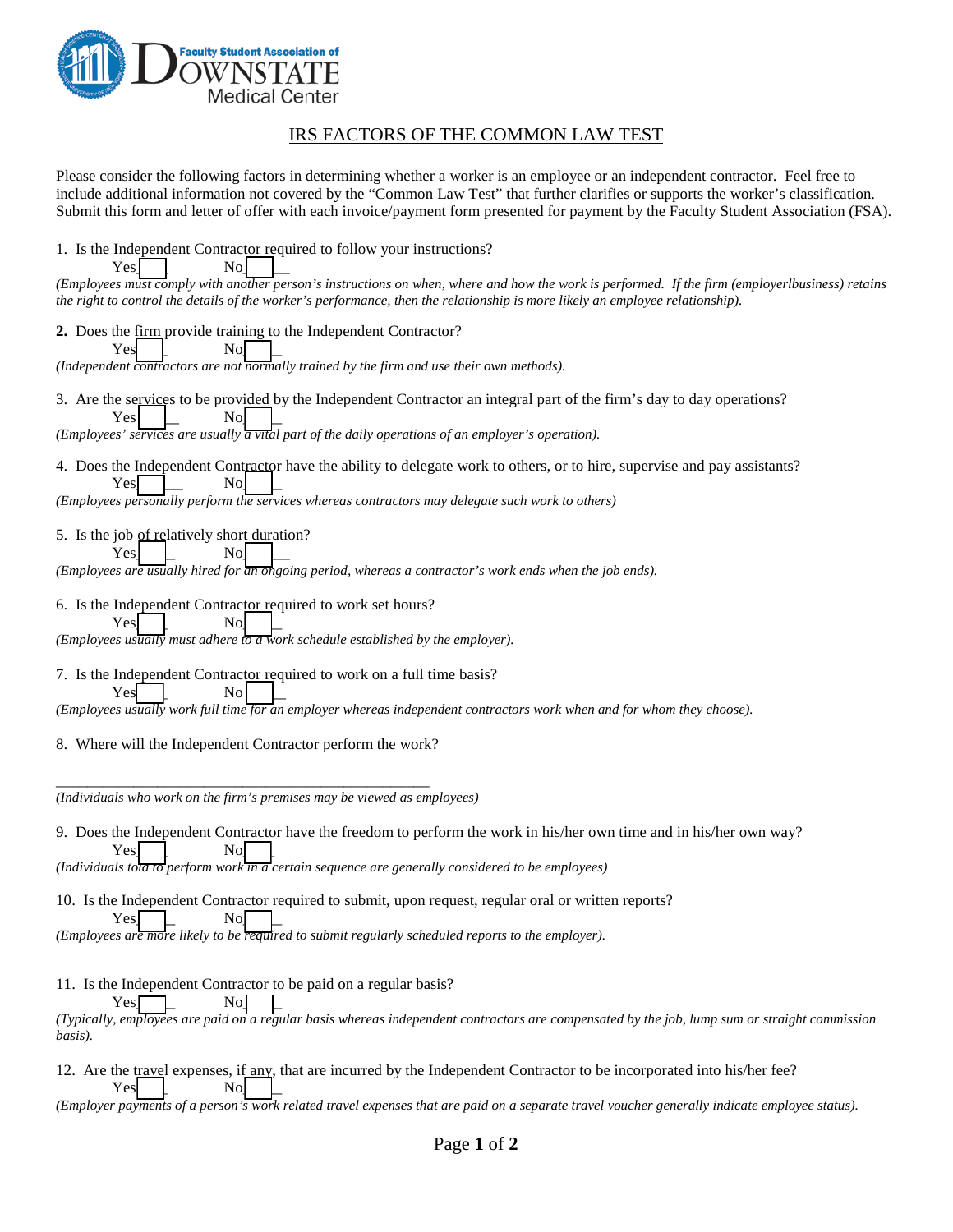Faculty Student Association of DOWNSTATE Medical Center

## IRS FACTORS OF THE COMMON LAW TEST

Please consider the following factors in determining whether a worker is an employee or an independent contractor. Feel free to include additional information not covered by the "Common Law Test" that further clarifies or supports the worker's classification. Submit this form and letter of offer with each invoice/payment form presented for payment by the Faculty Student Association (FSA).

1. Is the Independent Contractor required to follow your instructions?

   Yes ☐ No ☐

   *(Employees must comply with another person's instructions on when, where and how the work is performed. If the firm (employerlbusiness) retains the right to control the details of the worker's performance, then the relationship is more likely an employee relationship).*

2. Does the firm provide training to the Independent Contractor?

   Yes ☐ No ☐

   *(Independent contractors are not normally trained by the firm and use their own methods).*

3. Are the services to be provided by the Independent Contractor an integral part of the firm's day to day operations?

   Yes ☐ No ☐

   *(Employees' services are usually a vital part of the daily operations of an employer's operation).*

4. Does the Independent Contractor have the ability to delegate work to others, or to hire, supervise and pay assistants?

   Yes ☐ No ☐

   *(Employees personally perform the services whereas contractors may delegate such work to others)*

5. Is the job of relatively short duration?

   Yes ☐ No ☐

   *(Employees are usually hired for an ongoing period, whereas a contractor's work ends when the job ends).*

6. Is the Independent Contractor required to work set hours?

   Yes ☐ No ☐

   *(Employees usually must adhere to a work schedule established by the employer).*

7. Is the Independent Contractor required to work on a full time basis?

   Yes ☐ No ☐

   *(Employees usually work full time for an employer whereas independent contractors work when and for whom they choose).*

8. Where will the Independent Contractor perform the work?

   ______________________________________________

   *(Individuals who work on the firm's premises may be viewed as employees)*

9. Does the Independent Contractor have the freedom to perform the work in his/her own time and in his/her own way?

   Yes ☐ No ☐

   *(Individuals told to perform work in a certain sequence are generally considered to be employees)*

10. Is the Independent Contractor required to submit, upon request, regular oral or written reports?

    Yes ☐ No ☐

    *(Employees are more likely to be required to submit regularly scheduled reports to the employer).*

11. Is the Independent Contractor to be paid on a regular basis?

    Yes ☐ No ☐

    *(Typically, employees are paid on a regular basis whereas independent contractors are compensated by the job, lump sum or straight commission basis).*

12. Are the travel expenses, if any, that are incurred by the Independent Contractor to be incorporated into his/her fee?

    Yes ☐ No ☐

    *(Employer payments of a person's work related travel expenses that are paid on a separate travel voucher generally indicate employee status).*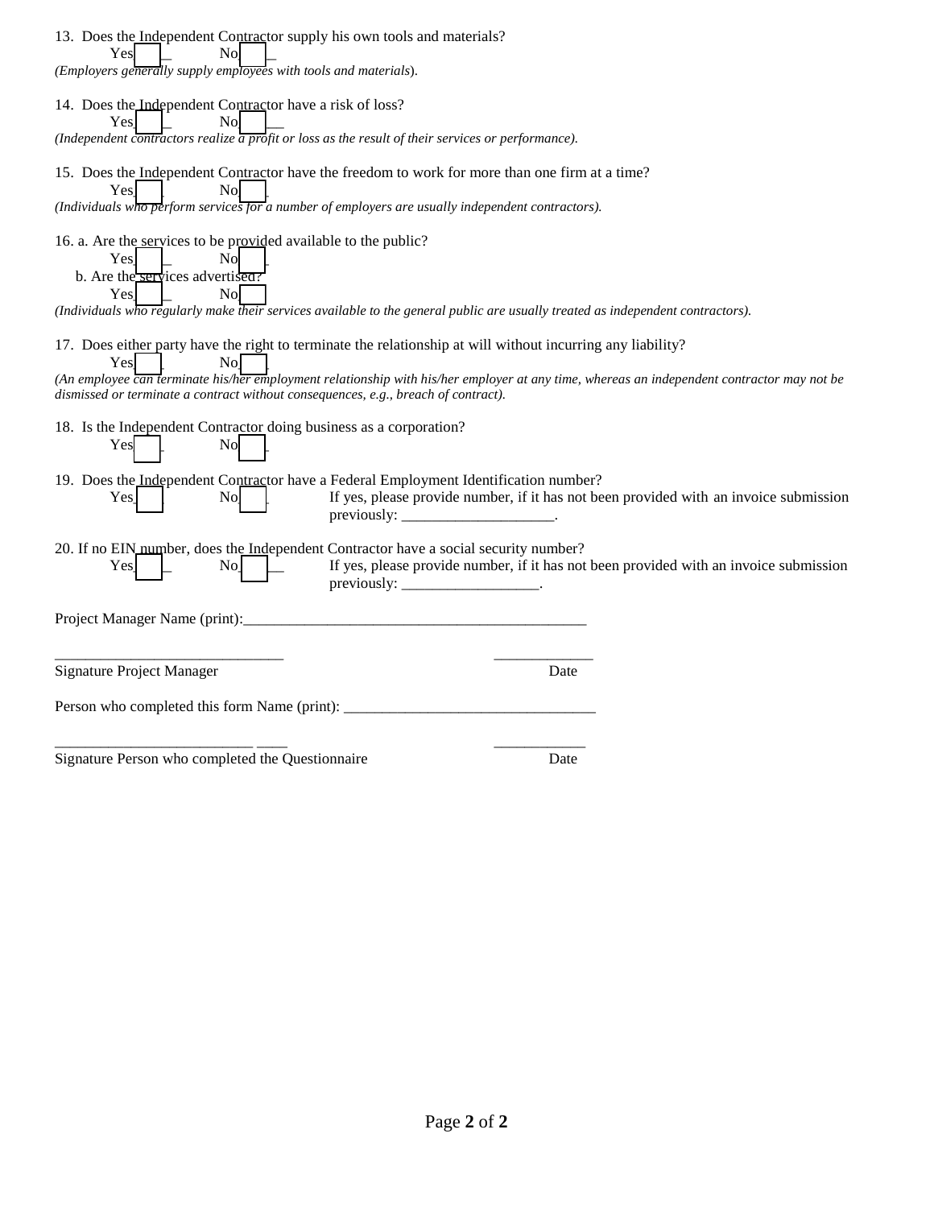13. Does the Independent Contractor supply his own tools and materials?

Yes ☐ No ☐

*(Employers generally supply employees with tools and materials).*

14. Does the Independent Contractor have a risk of loss?

Yes ☐ No ☐

*(Independent contractors realize a profit or loss as the result of their services or performance).*

15. Does the Independent Contractor have the freedom to work for more than one firm at a time?

Yes ☐ No ☐

*(Individuals who perform services for a number of employers are usually independent contractors).*

16. a. Are the services to be provided available to the public?

Yes ☐ No ☐

b. Are the services advertised?

Yes ☐ No ☐

*(Individuals who regularly make their services available to the general public are usually treated as independent contractors).*

17. Does either party have the right to terminate the relationship at will without incurring any liability?

Yes ☐ No ☐

*(An employee can terminate his/her employment relationship with his/her employer at any time, whereas an independent contractor may not be dismissed or terminate a contract without consequences, e.g., breach of contract).*

18. Is the Independent Contractor doing business as a corporation?

Yes ☐ No ☐

19. Does the Independent Contractor have a Federal Employment Identification number?

Yes ☐ No ☐ If yes, please provide number, if it has not been provided with an invoice submission previously: ____________________.

20. If no EIN number, does the Independent Contractor have a social security number?

Yes ☐ No ☐ If yes, please provide number, if it has not been provided with an invoice submission previously: __________________.

Project Manager Name (print):______________________________________________

______________________________ _____________

Signature Project Manager Date

Person who completed this form Name (print): _________________________________

__________________________ ____ ____________

Signature Person who completed the Questionnaire Date